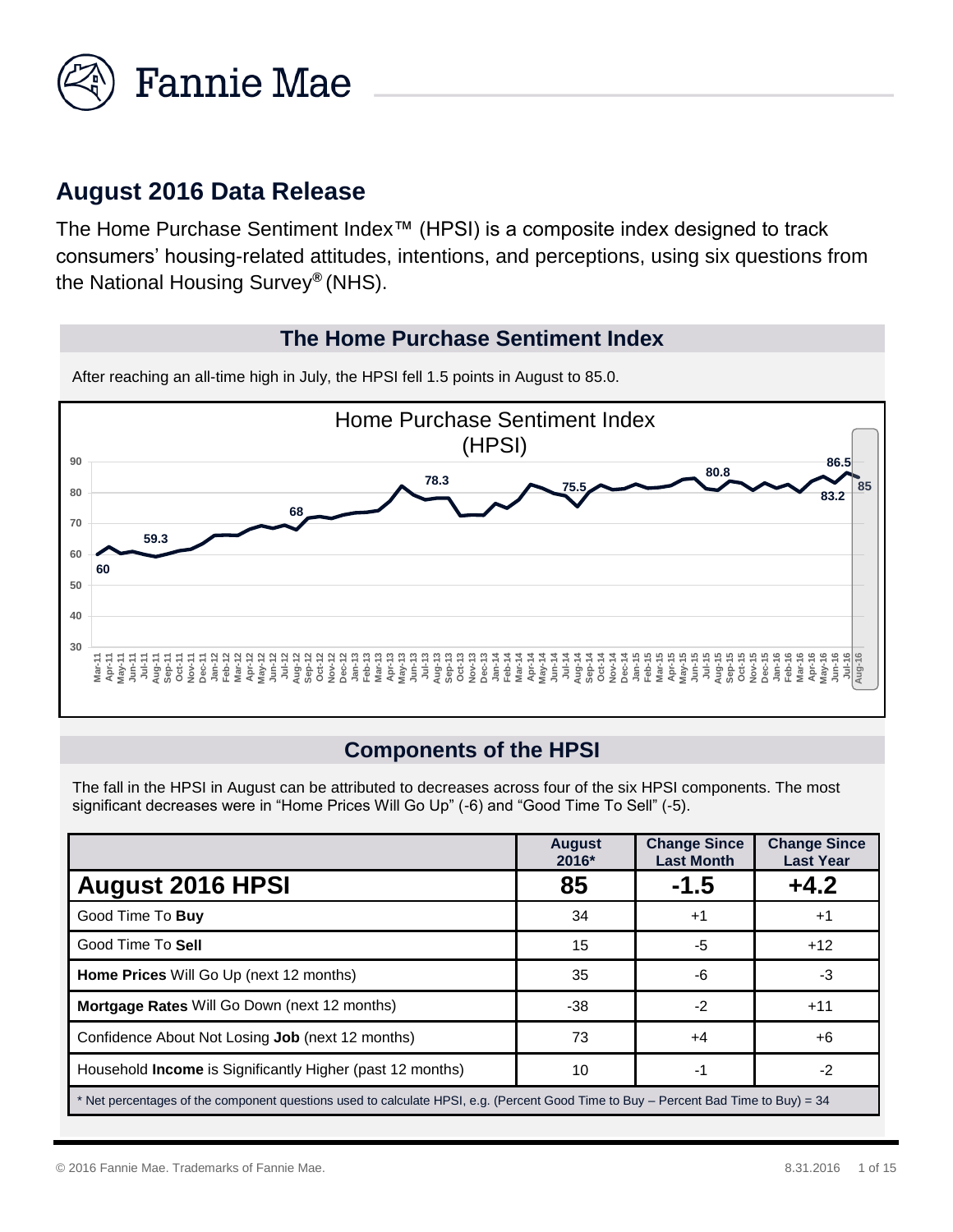# August 2016 Data Release

The Home Purchase Sentiment Index™ (HPSI) is a composite index designed to track consumers' housing-related attitudes, intentions, and perceptions, using six questions from the National Housing Survey® (NHS).

## The Home Purchase Sentiment Index

After reaching an all-time high in July, the HPSI fell 1.5 points in August to 85.0.

## Components of the HPSI

The fall in the HPSI in August can be attributed to decreases across four of the six HPSI components. The most significant decreases were in "Home Prices Will Go Up" (-6) and "Good Time To Sell" (-5).

| | August 2016* | Change Since Last Month | Change Since Last Year |
|---|---|---|---|
| **August 2016 HPSI** | **85** | **-1.5** | **+4.2** |
| Good Time To **Buy** | 34 | +1 | +1 |
| Good Time To **Sell** | 15 | -5 | +12 |
| **Home Prices** Will Go Up (next 12 months) | 35 | -6 | -3 |
| **Mortgage Rates** Will Go Down (next 12 months) | -38 | -2 | +11 |
| Confidence About Not Losing **Job** (next 12 months) | 73 | +4 | +6 |
| Household **Income** is Significantly Higher (past 12 months) | 10 | -1 | -2 |

\* Net percentages of the component questions used to calculate HPSI, e.g. (Percent Good Time to Buy – Percent Bad Time to Buy) = 34

© 2016 Fannie Mae. Trademarks of Fannie Mae.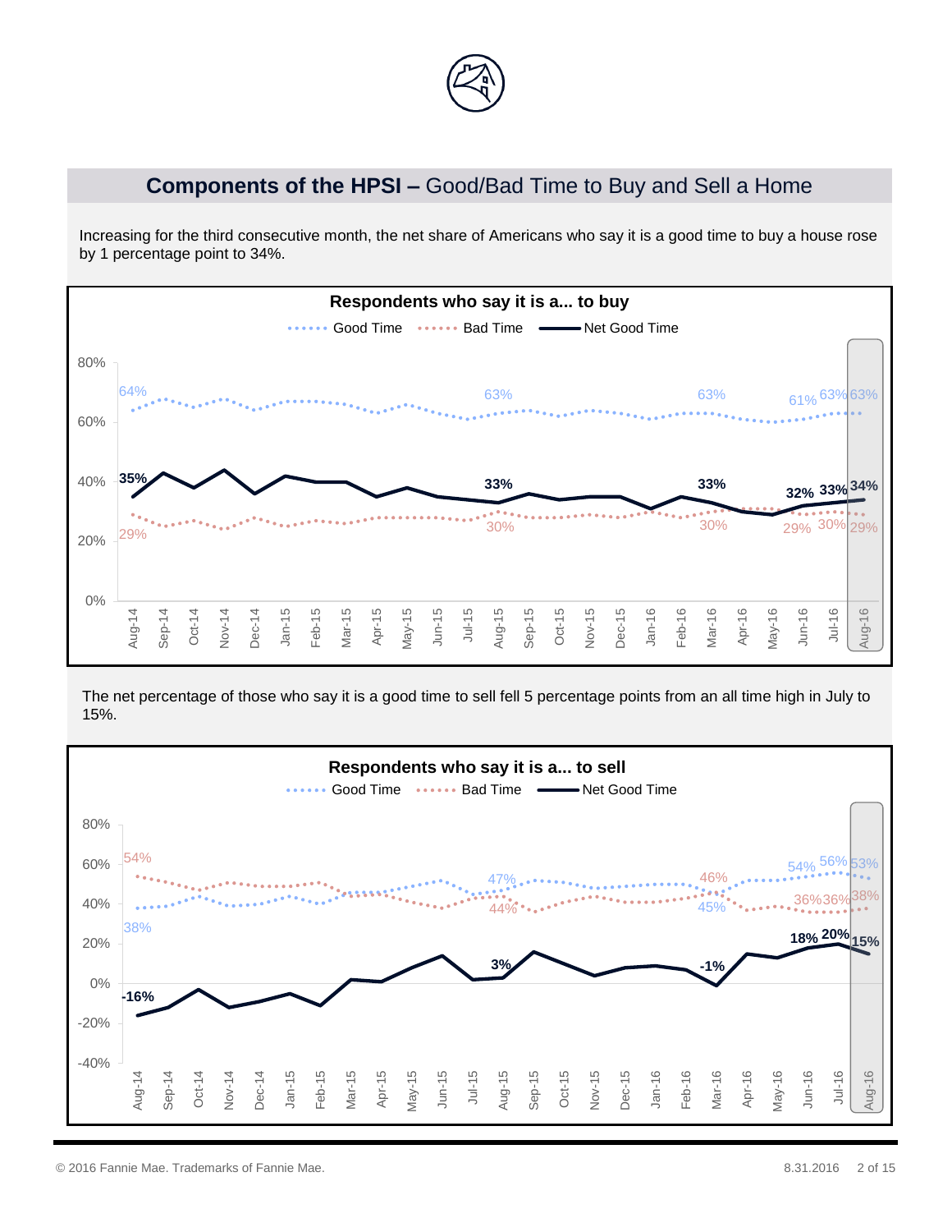## **Components of the HPSI –** Good/Bad Time to Buy and Sell a Home

Increasing for the third consecutive month, the net share of Americans who say it is a good time to buy a house rose by 1 percentage point to 34%.

**Respondents who say it is a... to buy**

Good Time | Bad Time | Net Good Time

| | Aug-14 | Aug-15 | Mar-16 | Jun-16 | Jul-16 | Aug-16 |
|---|---|---|---|---|---|---|
| Good Time | 64% | 63% | 63% | 61% | 63% | 63% |
| Bad Time | 29% | 30% | 30% | 29% | 30% | 29% |
| Net Good Time | 35% | 33% | 33% | 32% | 33% | 34% |

The net percentage of those who say it is a good time to sell fell 5 percentage points from an all time high in July to 15%.

**Respondents who say it is a... to sell**

Good Time | Bad Time | Net Good Time

| | Aug-14 | Aug-15 | Mar-16 | Jun-16 | Jul-16 | Aug-16 |
|---|---|---|---|---|---|---|
| Good Time | 38% | 47% | 45% | 54% | 56% | 53% |
| Bad Time | 54% | 44% | 46% | 36% | 36% | 38% |
| Net Good Time | -16% | 3% | -1% | 18% | 20% | 15% |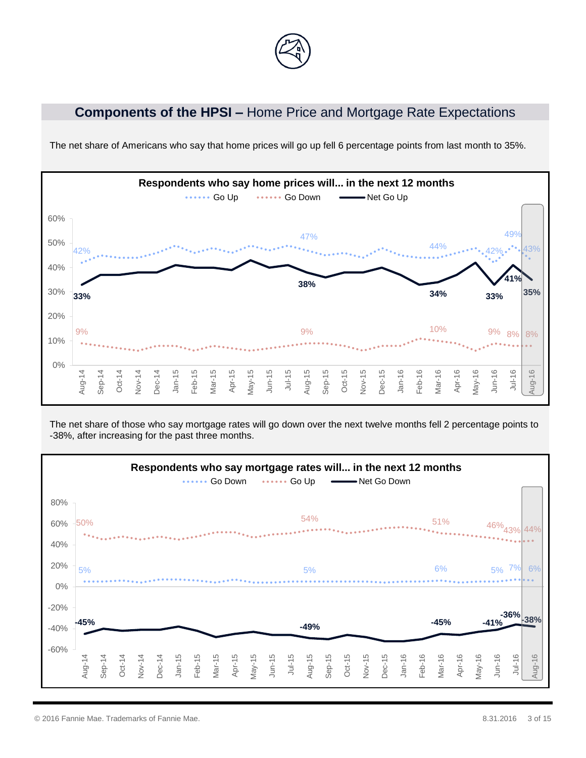## **Components of the HPSI –** Home Price and Mortgage Rate Expectations

The net share of Americans who say that home prices will go up fell 6 percentage points from last month to 35%.

**Respondents who say home prices will... in the next 12 months**

Go Up | Go Down | Net Go Up

| | Aug-14 | Aug-15 | Mar-16 | Jun-16 | Jul-16 | Aug-16 |
|---|---|---|---|---|---|---|
| Go Up | 42% | 47% | 44% | 42% | 49% | 43% |
| Go Down | 9% | 9% | 10% | 9% | 8% | 8% |
| Net Go Up | 33% | 38% | 34% | 33% | 41% | 35% |

The net share of those who say mortgage rates will go down over the next twelve months fell 2 percentage points to -38%, after increasing for the past three months.

**Respondents who say mortgage rates will... in the next 12 months**

Go Down | Go Up | Net Go Down

| | Aug-14 | Aug-15 | Mar-16 | Jun-16 | Jul-16 | Aug-16 |
|---|---|---|---|---|---|---|
| Go Down | 5% | 5% | 6% | 5% | 7% | 6% |
| Go Up | 50% | 54% | 51% | 46% | 43% | 44% |
| Net Go Down | -45% | -49% | -45% | -41% | -36% | -38% |

© 2016 Fannie Mae. Trademarks of Fannie Mae.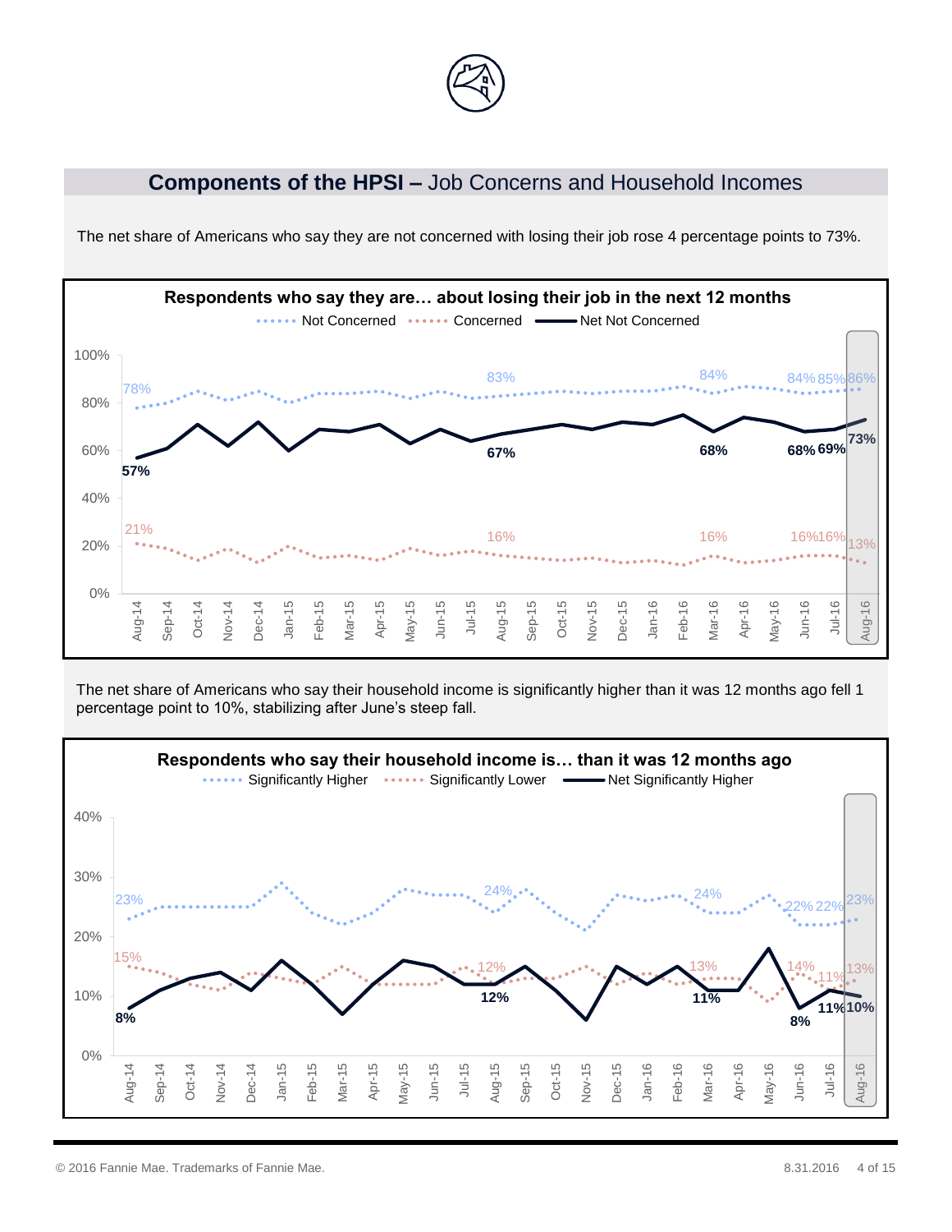## **Components of the HPSI –** Job Concerns and Household Incomes

The net share of Americans who say they are not concerned with losing their job rose 4 percentage points to 73%.

**Respondents who say they are… about losing their job in the next 12 months**

Not Concerned · Concerned · Net Not Concerned

| | Aug-14 | Aug-15 | Mar-16 | Jun-16 | Jul-16 | Aug-16 |
|---|---|---|---|---|---|---|
| Not Concerned | 78% | 83% | 84% | 84% | 85% | 86% |
| Concerned | 21% | 16% | 16% | 16% | 16% | 13% |
| Net Not Concerned | 57% | 67% | 68% | 68% | 69% | 73% |

The net share of Americans who say their household income is significantly higher than it was 12 months ago fell 1 percentage point to 10%, stabilizing after June's steep fall.

**Respondents who say their household income is… than it was 12 months ago**

Significantly Higher · Significantly Lower · Net Significantly Higher

| | Aug-14 | Aug-15 | Mar-16 | Jun-16 | Jul-16 | Aug-16 |
|---|---|---|---|---|---|---|
| Significantly Higher | 23% | 24% | 24% | 22% | 22% | 23% |
| Significantly Lower | 15% | 12% | 13% | 14% | 11% | 13% |
| Net Significantly Higher | 8% | 12% | 11% | 8% | 11% | 10% |

© 2016 Fannie Mae. Trademarks of Fannie Mae. 8.31.2016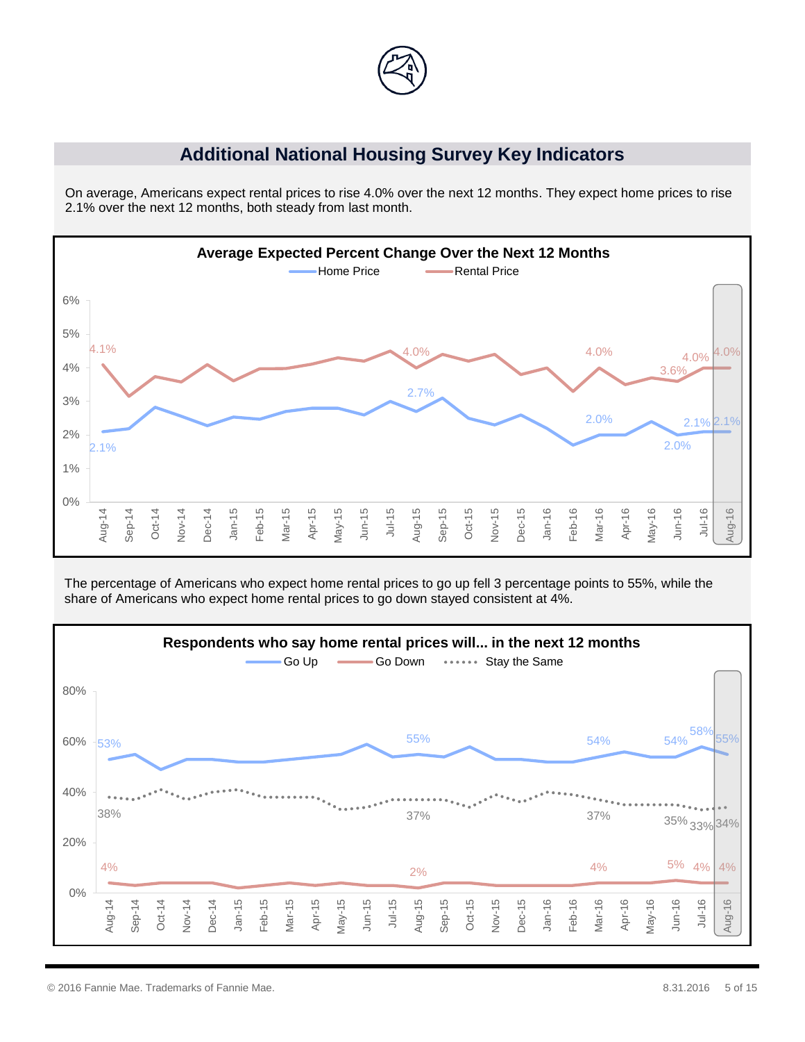## Additional National Housing Survey Key Indicators

On average, Americans expect rental prices to rise 4.0% over the next 12 months. They expect home prices to rise 2.1% over the next 12 months, both steady from last month.

**Average Expected Percent Change Over the Next 12 Months**

| | Aug-14 | Aug-15 | Mar-16 | Jun-16 | Jul-16 | Aug-16 |
|---|---|---|---|---|---|---|
| Home Price | 2.1% | 2.7% | 2.0% | 2.0% | 2.1% | 2.1% |
| Rental Price | 4.1% | 4.0% | 4.0% | 3.6% | 4.0% | 4.0% |

The percentage of Americans who expect home rental prices to go up fell 3 percentage points to 55%, while the share of Americans who expect home rental prices to go down stayed consistent at 4%.

**Respondents who say home rental prices will... in the next 12 months**

| | Aug-14 | Aug-15 | Mar-16 | Jun-16 | Jul-16 | Aug-16 |
|---|---|---|---|---|---|---|
| Go Up | 53% | 55% | 54% | 54% | 58% | 55% |
| Go Down | 4% | 2% | 4% | 5% | 4% | 4% |
| Stay the Same | 38% | 37% | 37% | 35% | 33% | 34% |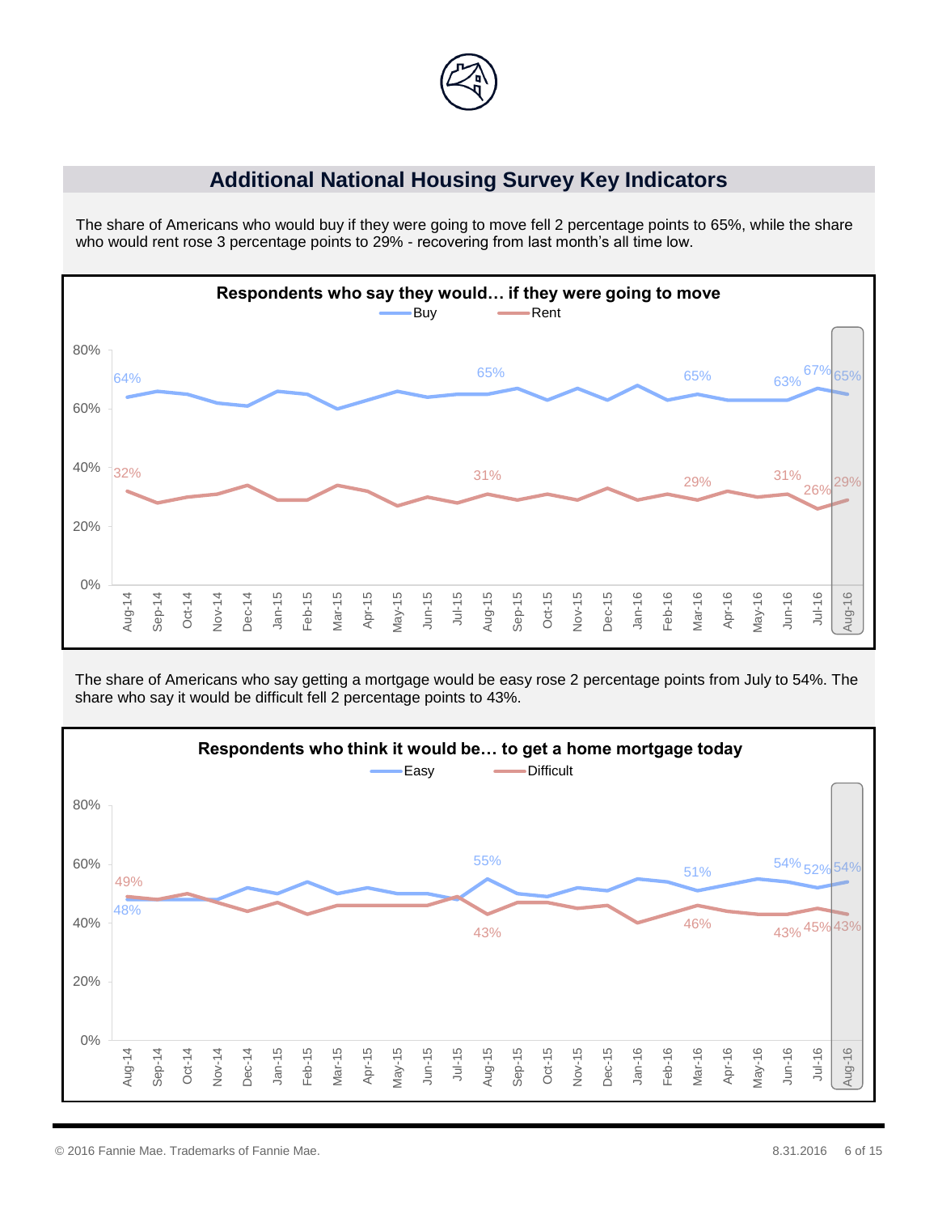## Additional National Housing Survey Key Indicators

The share of Americans who would buy if they were going to move fell 2 percentage points to 65%, while the share who would rent rose 3 percentage points to 29% - recovering from last month's all time low.

**Respondents who say they would… if they were going to move**

Buy / Rent

| | Aug-14 | Aug-15 | Mar-16 | Jun-16 | Jul-16 | Aug-16 |
|---|---|---|---|---|---|---|
| Buy | 64% | 65% | 65% | 63% | 67% | 65% |
| Rent | 32% | 31% | 29% | 31% | 26% | 29% |

The share of Americans who say getting a mortgage would be easy rose 2 percentage points from July to 54%. The share who say it would be difficult fell 2 percentage points to 43%.

**Respondents who think it would be… to get a home mortgage today**

Easy / Difficult

| | Aug-14 | Aug-15 | Mar-16 | Jun-16 | Jul-16 | Aug-16 |
|---|---|---|---|---|---|---|
| Easy | 48% | 55% | 51% | 54% | 52% | 54% |
| Difficult | 49% | 43% | 46% | 43% | 45% | 43% |

© 2016 Fannie Mae. Trademarks of Fannie Mae.

8.31.2016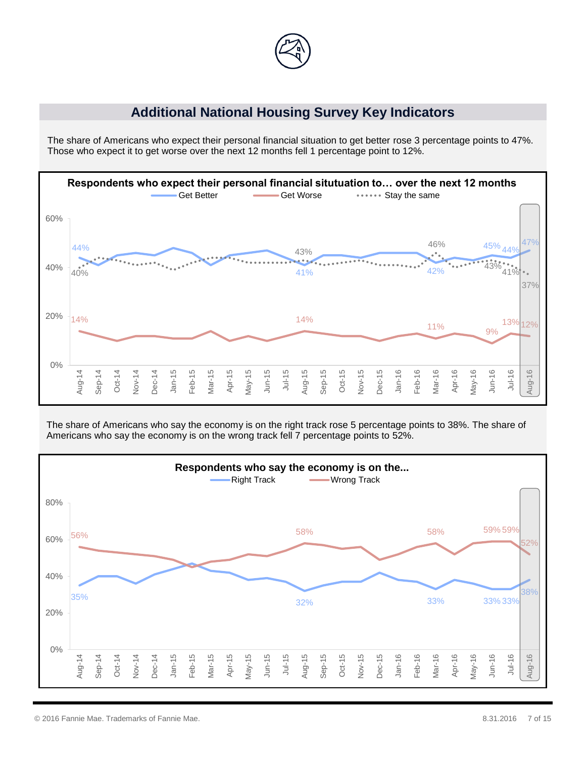# Additional National Housing Survey Key Indicators

The share of Americans who expect their personal financial situation to get better rose 3 percentage points to 47%. Those who expect it to get worse over the next 12 months fell 1 percentage point to 12%.

**Respondents who expect their personal financial situtuation to… over the next 12 months**

Get Better | Get Worse | Stay the same

| | Aug-14 | Aug-15 | Mar-16 | Jun-16 | Jul-16 | Aug-16 |
|---|---|---|---|---|---|---|
| Get Better | 44% | 41% | 42% | 45% | 44% | 47% |
| Get Worse | 14% | 14% | 11% | 9% | 13% | 12% |
| Stay the same | 40% | 43% | 46% | 43% | 41% | 37% |

The share of Americans who say the economy is on the right track rose 5 percentage points to 38%. The share of Americans who say the economy is on the wrong track fell 7 percentage points to 52%.

**Respondents who say the economy is on the...**

Right Track | Wrong Track

| | Aug-14 | Aug-15 | Mar-16 | Jun-16 | Jul-16 | Aug-16 |
|---|---|---|---|---|---|---|
| Right Track | 35% | 32% | 33% | 33% | 33% | 38% |
| Wrong Track | 56% | 58% | 58% | 59% | 59% | 52% |

© 2016 Fannie Mae. Trademarks of Fannie Mae.

8.31.2016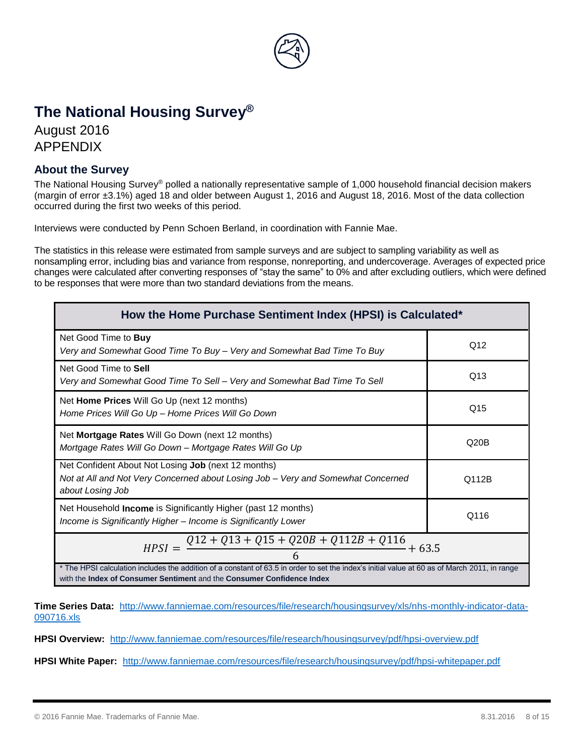# The National Housing Survey®

August 2016

APPENDIX

## About the Survey

The National Housing Survey® polled a nationally representative sample of 1,000 household financial decision makers (margin of error ±3.1%) aged 18 and older between August 1, 2016 and August 18, 2016. Most of the data collection occurred during the first two weeks of this period.

Interviews were conducted by Penn Schoen Berland, in coordination with Fannie Mae.

The statistics in this release were estimated from sample surveys and are subject to sampling variability as well as nonsampling error, including bias and variance from response, nonreporting, and undercoverage. Averages of expected price changes were calculated after converting responses of "stay the same" to 0% and after excluding outliers, which were defined to be responses that were more than two standard deviations from the means.

| How the Home Purchase Sentiment Index (HPSI) is Calculated* | |
|---|---|
| Net Good Time to **Buy**<br>*Very and Somewhat Good Time To Buy – Very and Somewhat Bad Time To Buy* | Q12 |
| Net Good Time to **Sell**<br>*Very and Somewhat Good Time To Sell – Very and Somewhat Bad Time To Sell* | Q13 |
| Net **Home Prices** Will Go Up (next 12 months)<br>*Home Prices Will Go Up – Home Prices Will Go Down* | Q15 |
| Net **Mortgage Rates** Will Go Down (next 12 months)<br>*Mortgage Rates Will Go Down – Mortgage Rates Will Go Up* | Q20B |
| Net Confident About Not Losing **Job** (next 12 months)<br>*Not at All and Not Very Concerned about Losing Job – Very and Somewhat Concerned about Losing Job* | Q112B |
| Net Household **Income** is Significantly Higher (past 12 months)<br>*Income is Significantly Higher – Income is Significantly Lower* | Q116 |

$$HPSI = \frac{Q12 + Q13 + Q15 + Q20B + Q112B + Q116}{6} + 63.5$$

* The HPSI calculation includes the addition of a constant of 63.5 in order to set the index's initial value at 60 as of March 2011, in range with the **Index of Consumer Sentiment** and the **Consumer Confidence Index**

**Time Series Data:** http://www.fanniemae.com/resources/file/research/housingsurvey/xls/nhs-monthly-indicator-data-090716.xls

**HPSI Overview:** http://www.fanniemae.com/resources/file/research/housingsurvey/pdf/hpsi-overview.pdf

**HPSI White Paper:** http://www.fanniemae.com/resources/file/research/housingsurvey/pdf/hpsi-whitepaper.pdf

© 2016 Fannie Mae. Trademarks of Fannie Mae.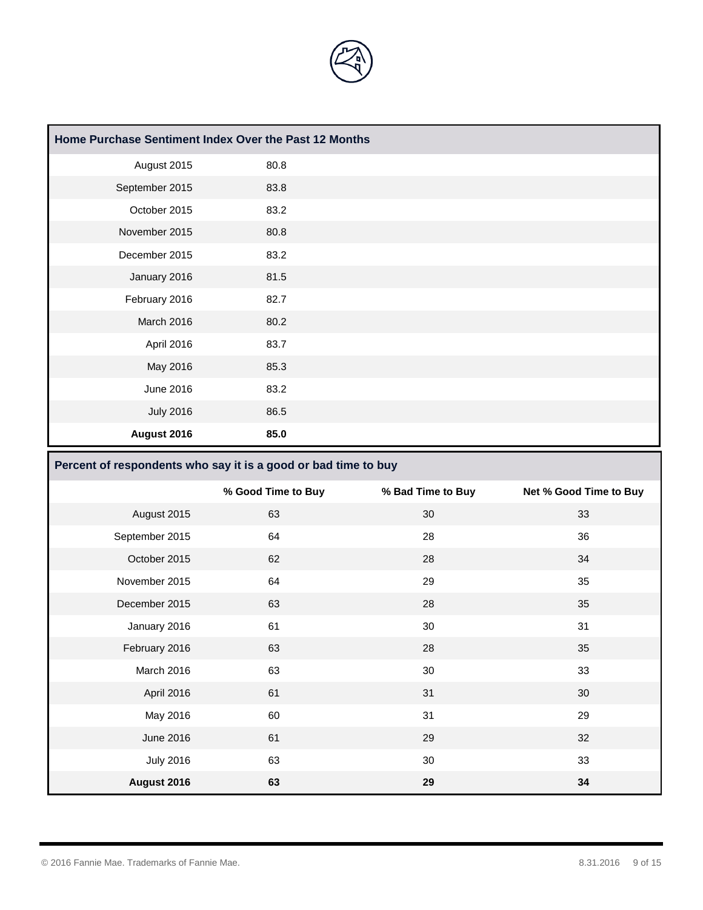| Home Purchase Sentiment Index Over the Past 12 Months | |
|---|---|
| August 2015 | 80.8 |
| September 2015 | 83.8 |
| October 2015 | 83.2 |
| November 2015 | 80.8 |
| December 2015 | 83.2 |
| January 2016 | 81.5 |
| February 2016 | 82.7 |
| March 2016 | 80.2 |
| April 2016 | 83.7 |
| May 2016 | 85.3 |
| June 2016 | 83.2 |
| July 2016 | 86.5 |
| **August 2016** | **85.0** |

**Percent of respondents who say it is a good or bad time to buy**

| | % Good Time to Buy | % Bad Time to Buy | Net % Good Time to Buy |
|---|---|---|---|
| August 2015 | 63 | 30 | 33 |
| September 2015 | 64 | 28 | 36 |
| October 2015 | 62 | 28 | 34 |
| November 2015 | 64 | 29 | 35 |
| December 2015 | 63 | 28 | 35 |
| January 2016 | 61 | 30 | 31 |
| February 2016 | 63 | 28 | 35 |
| March 2016 | 63 | 30 | 33 |
| April 2016 | 61 | 31 | 30 |
| May 2016 | 60 | 31 | 29 |
| June 2016 | 61 | 29 | 32 |
| July 2016 | 63 | 30 | 33 |
| **August 2016** | **63** | **29** | **34** |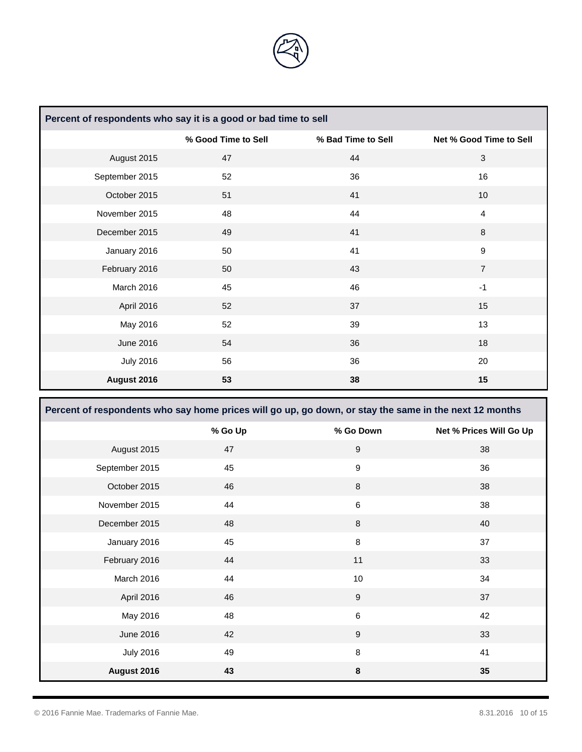| Percent of respondents who say it is a good or bad time to sell | | | |
|---|---|---|---|
| | % Good Time to Sell | % Bad Time to Sell | Net % Good Time to Sell |
| August 2015 | 47 | 44 | 3 |
| September 2015 | 52 | 36 | 16 |
| October 2015 | 51 | 41 | 10 |
| November 2015 | 48 | 44 | 4 |
| December 2015 | 49 | 41 | 8 |
| January 2016 | 50 | 41 | 9 |
| February 2016 | 50 | 43 | 7 |
| March 2016 | 45 | 46 | -1 |
| April 2016 | 52 | 37 | 15 |
| May 2016 | 52 | 39 | 13 |
| June 2016 | 54 | 36 | 18 |
| July 2016 | 56 | 36 | 20 |
| **August 2016** | **53** | **38** | **15** |

| Percent of respondents who say home prices will go up, go down, or stay the same in the next 12 months | | | |
|---|---|---|---|
| | % Go Up | % Go Down | Net % Prices Will Go Up |
| August 2015 | 47 | 9 | 38 |
| September 2015 | 45 | 9 | 36 |
| October 2015 | 46 | 8 | 38 |
| November 2015 | 44 | 6 | 38 |
| December 2015 | 48 | 8 | 40 |
| January 2016 | 45 | 8 | 37 |
| February 2016 | 44 | 11 | 33 |
| March 2016 | 44 | 10 | 34 |
| April 2016 | 46 | 9 | 37 |
| May 2016 | 48 | 6 | 42 |
| June 2016 | 42 | 9 | 33 |
| July 2016 | 49 | 8 | 41 |
| **August 2016** | **43** | **8** | **35** |

© 2016 Fannie Mae. Trademarks of Fannie Mae.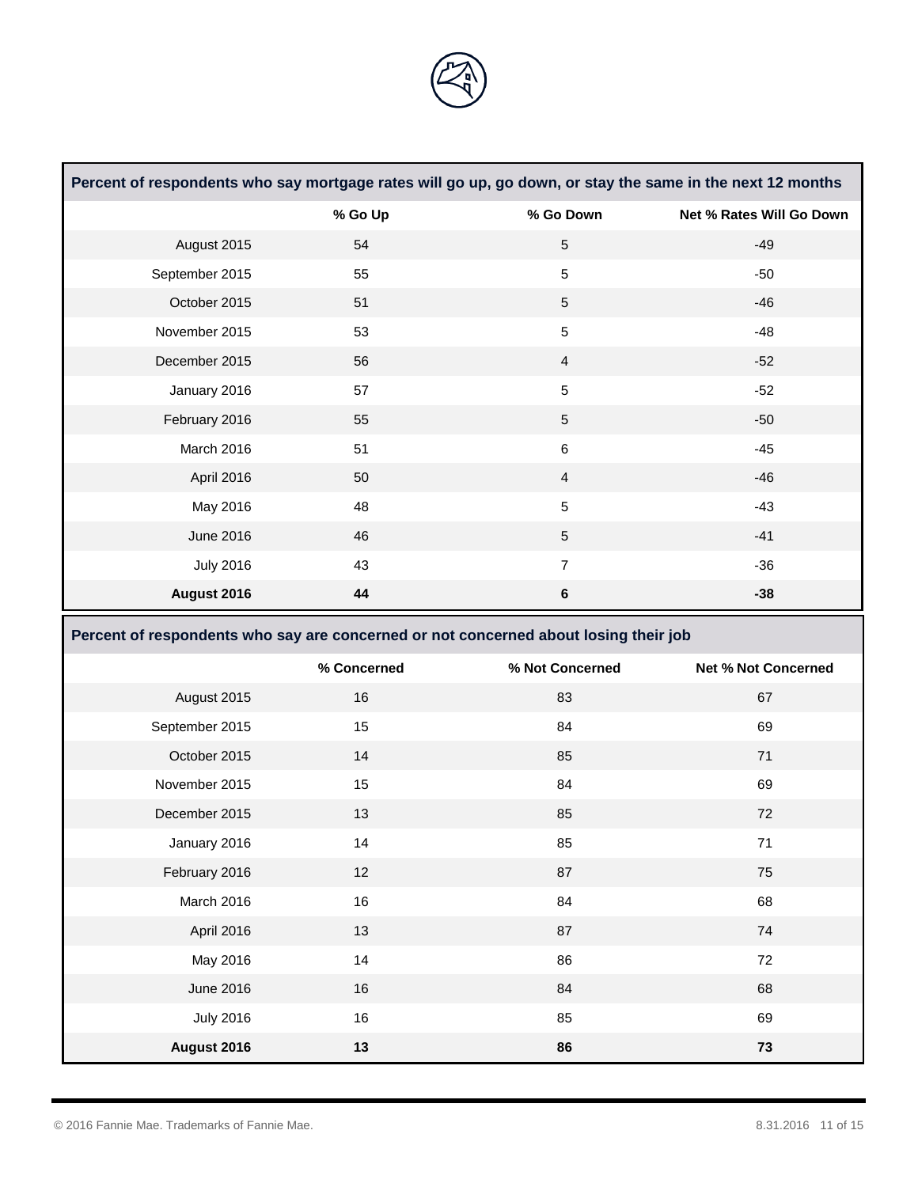| Percent of respondents who say mortgage rates will go up, go down, or stay the same in the next 12 months | | | |
|---|---|---|---|
| | % Go Up | % Go Down | Net % Rates Will Go Down |
| August 2015 | 54 | 5 | -49 |
| September 2015 | 55 | 5 | -50 |
| October 2015 | 51 | 5 | -46 |
| November 2015 | 53 | 5 | -48 |
| December 2015 | 56 | 4 | -52 |
| January 2016 | 57 | 5 | -52 |
| February 2016 | 55 | 5 | -50 |
| March 2016 | 51 | 6 | -45 |
| April 2016 | 50 | 4 | -46 |
| May 2016 | 48 | 5 | -43 |
| June 2016 | 46 | 5 | -41 |
| July 2016 | 43 | 7 | -36 |
| **August 2016** | **44** | **6** | **-38** |

| Percent of respondents who say are concerned or not concerned about losing their job | | | |
|---|---|---|---|
| | % Concerned | % Not Concerned | Net % Not Concerned |
| August 2015 | 16 | 83 | 67 |
| September 2015 | 15 | 84 | 69 |
| October 2015 | 14 | 85 | 71 |
| November 2015 | 15 | 84 | 69 |
| December 2015 | 13 | 85 | 72 |
| January 2016 | 14 | 85 | 71 |
| February 2016 | 12 | 87 | 75 |
| March 2016 | 16 | 84 | 68 |
| April 2016 | 13 | 87 | 74 |
| May 2016 | 14 | 86 | 72 |
| June 2016 | 16 | 84 | 68 |
| July 2016 | 16 | 85 | 69 |
| **August 2016** | **13** | **86** | **73** |

© 2016 Fannie Mae. Trademarks of Fannie Mae.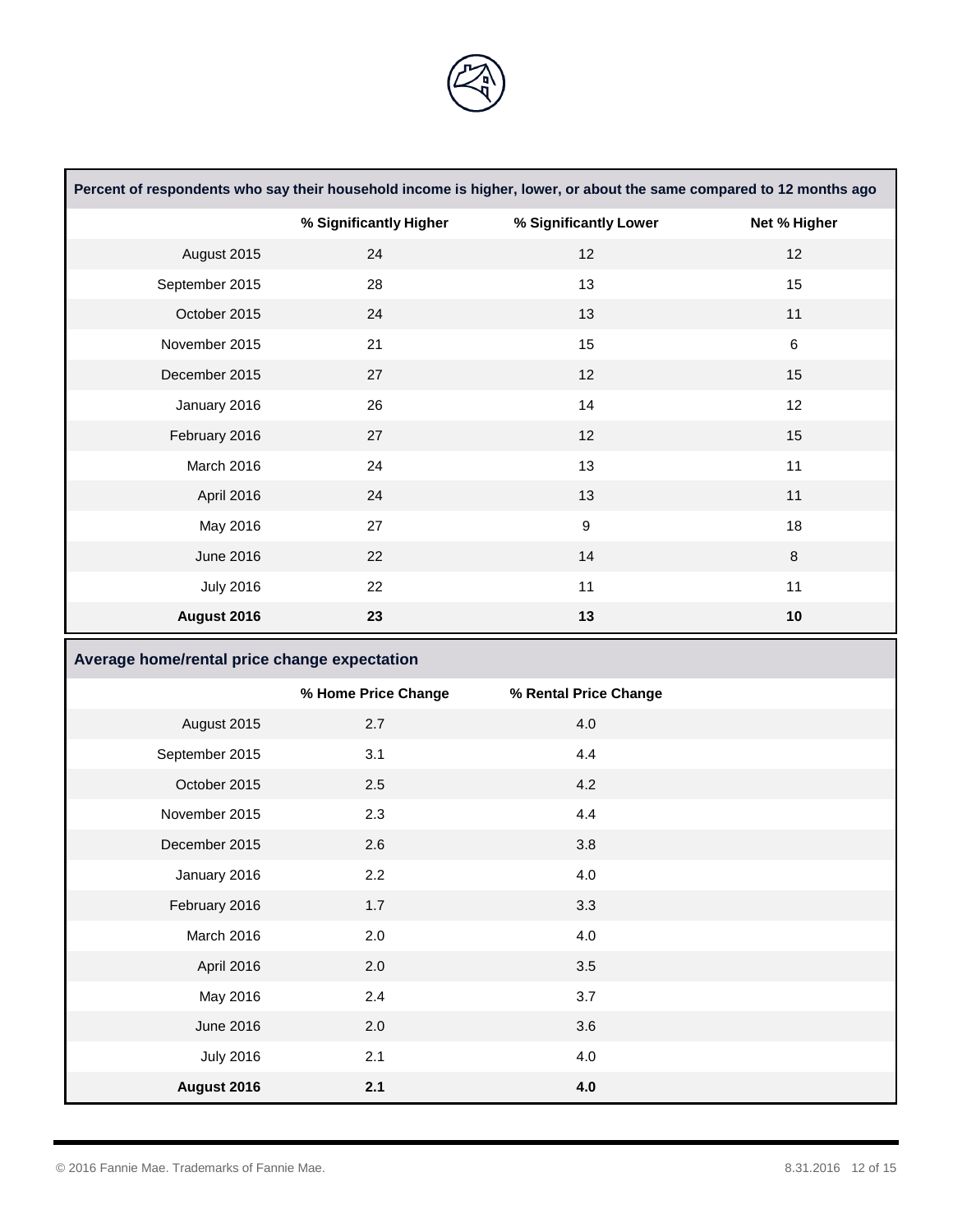| Percent of respondents who say their household income is higher, lower, or about the same compared to 12 months ago | | | |
|---|---|---|---|
| | % Significantly Higher | % Significantly Lower | Net % Higher |
| August 2015 | 24 | 12 | 12 |
| September 2015 | 28 | 13 | 15 |
| October 2015 | 24 | 13 | 11 |
| November 2015 | 21 | 15 | 6 |
| December 2015 | 27 | 12 | 15 |
| January 2016 | 26 | 14 | 12 |
| February 2016 | 27 | 12 | 15 |
| March 2016 | 24 | 13 | 11 |
| April 2016 | 24 | 13 | 11 |
| May 2016 | 27 | 9 | 18 |
| June 2016 | 22 | 14 | 8 |
| July 2016 | 22 | 11 | 11 |
| **August 2016** | **23** | **13** | **10** |

| Average home/rental price change expectation | | |
|---|---|---|
| | % Home Price Change | % Rental Price Change |
| August 2015 | 2.7 | 4.0 |
| September 2015 | 3.1 | 4.4 |
| October 2015 | 2.5 | 4.2 |
| November 2015 | 2.3 | 4.4 |
| December 2015 | 2.6 | 3.8 |
| January 2016 | 2.2 | 4.0 |
| February 2016 | 1.7 | 3.3 |
| March 2016 | 2.0 | 4.0 |
| April 2016 | 2.0 | 3.5 |
| May 2016 | 2.4 | 3.7 |
| June 2016 | 2.0 | 3.6 |
| July 2016 | 2.1 | 4.0 |
| **August 2016** | **2.1** | **4.0** |

© 2016 Fannie Mae. Trademarks of Fannie Mae.

8.31.2016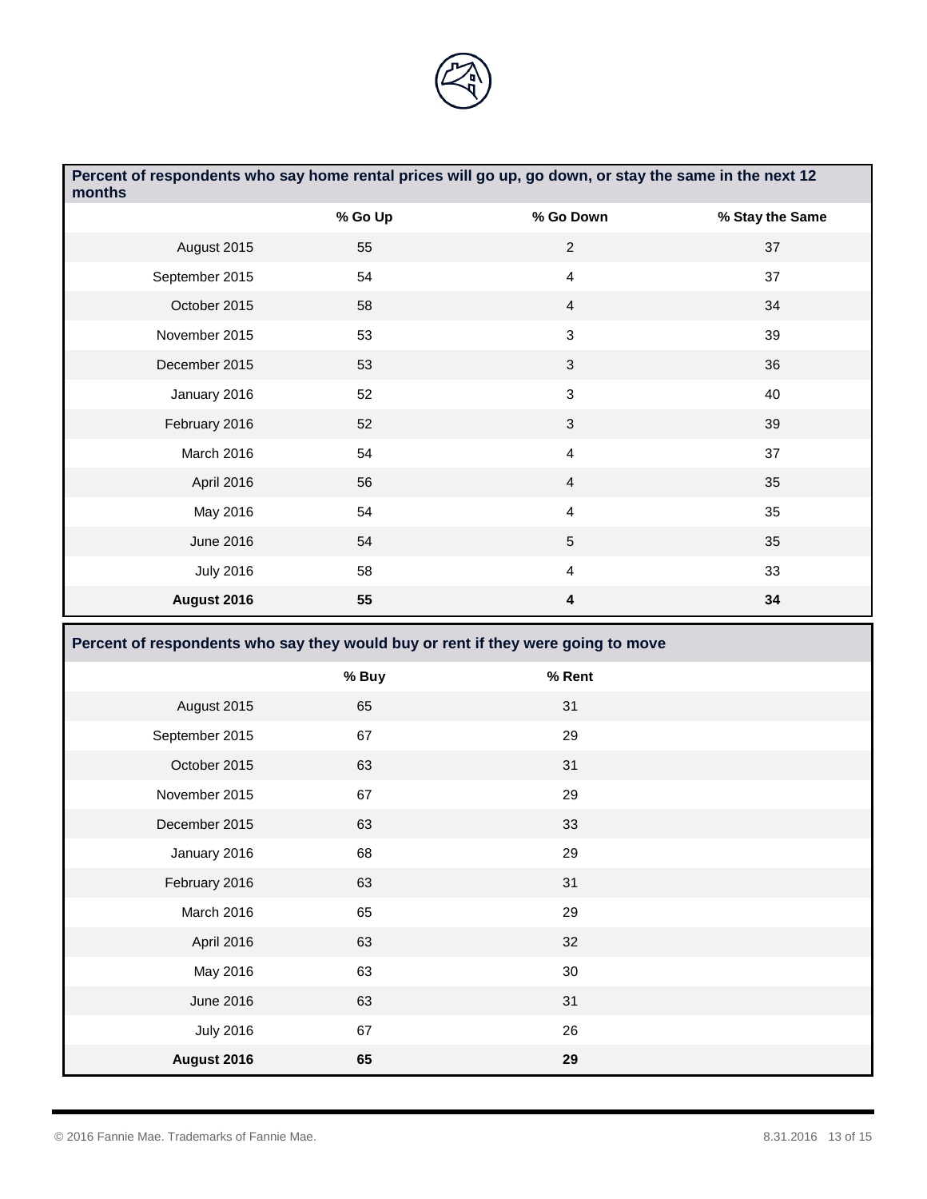**Percent of respondents who say home rental prices will go up, go down, or stay the same in the next 12 months**

| | % Go Up | % Go Down | % Stay the Same |
|---|---|---|---|
| August 2015 | 55 | 2 | 37 |
| September 2015 | 54 | 4 | 37 |
| October 2015 | 58 | 4 | 34 |
| November 2015 | 53 | 3 | 39 |
| December 2015 | 53 | 3 | 36 |
| January 2016 | 52 | 3 | 40 |
| February 2016 | 52 | 3 | 39 |
| March 2016 | 54 | 4 | 37 |
| April 2016 | 56 | 4 | 35 |
| May 2016 | 54 | 4 | 35 |
| June 2016 | 54 | 5 | 35 |
| July 2016 | 58 | 4 | 33 |
| **August 2016** | **55** | **4** | **34** |

**Percent of respondents who say they would buy or rent if they were going to move**

| | % Buy | % Rent |
|---|---|---|
| August 2015 | 65 | 31 |
| September 2015 | 67 | 29 |
| October 2015 | 63 | 31 |
| November 2015 | 67 | 29 |
| December 2015 | 63 | 33 |
| January 2016 | 68 | 29 |
| February 2016 | 63 | 31 |
| March 2016 | 65 | 29 |
| April 2016 | 63 | 32 |
| May 2016 | 63 | 30 |
| June 2016 | 63 | 31 |
| July 2016 | 67 | 26 |
| **August 2016** | **65** | **29** |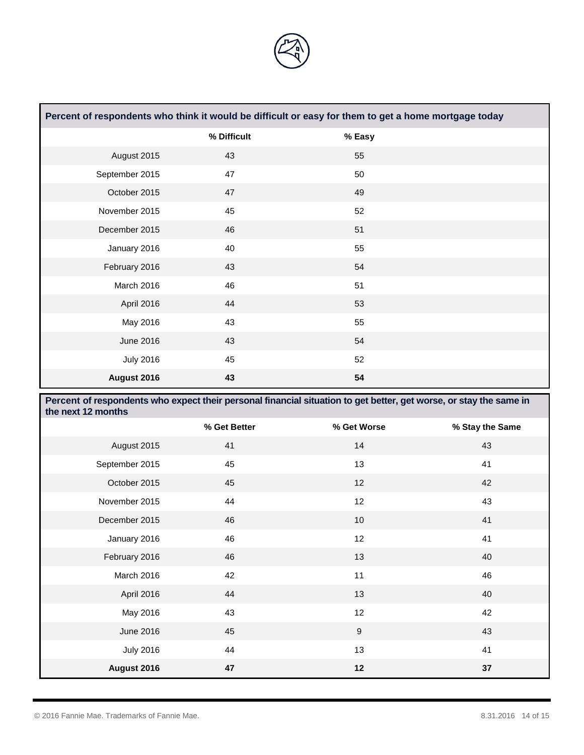| Percent of respondents who think it would be difficult or easy for them to get a home mortgage today | | |
|---|---|---|
| | % Difficult | % Easy |
| August 2015 | 43 | 55 |
| September 2015 | 47 | 50 |
| October 2015 | 47 | 49 |
| November 2015 | 45 | 52 |
| December 2015 | 46 | 51 |
| January 2016 | 40 | 55 |
| February 2016 | 43 | 54 |
| March 2016 | 46 | 51 |
| April 2016 | 44 | 53 |
| May 2016 | 43 | 55 |
| June 2016 | 43 | 54 |
| July 2016 | 45 | 52 |
| **August 2016** | **43** | **54** |

| Percent of respondents who expect their personal financial situation to get better, get worse, or stay the same in the next 12 months | | | |
|---|---|---|---|
| | % Get Better | % Get Worse | % Stay the Same |
| August 2015 | 41 | 14 | 43 |
| September 2015 | 45 | 13 | 41 |
| October 2015 | 45 | 12 | 42 |
| November 2015 | 44 | 12 | 43 |
| December 2015 | 46 | 10 | 41 |
| January 2016 | 46 | 12 | 41 |
| February 2016 | 46 | 13 | 40 |
| March 2016 | 42 | 11 | 46 |
| April 2016 | 44 | 13 | 40 |
| May 2016 | 43 | 12 | 42 |
| June 2016 | 45 | 9 | 43 |
| July 2016 | 44 | 13 | 41 |
| **August 2016** | **47** | **12** | **37** |

© 2016 Fannie Mae. Trademarks of Fannie Mae.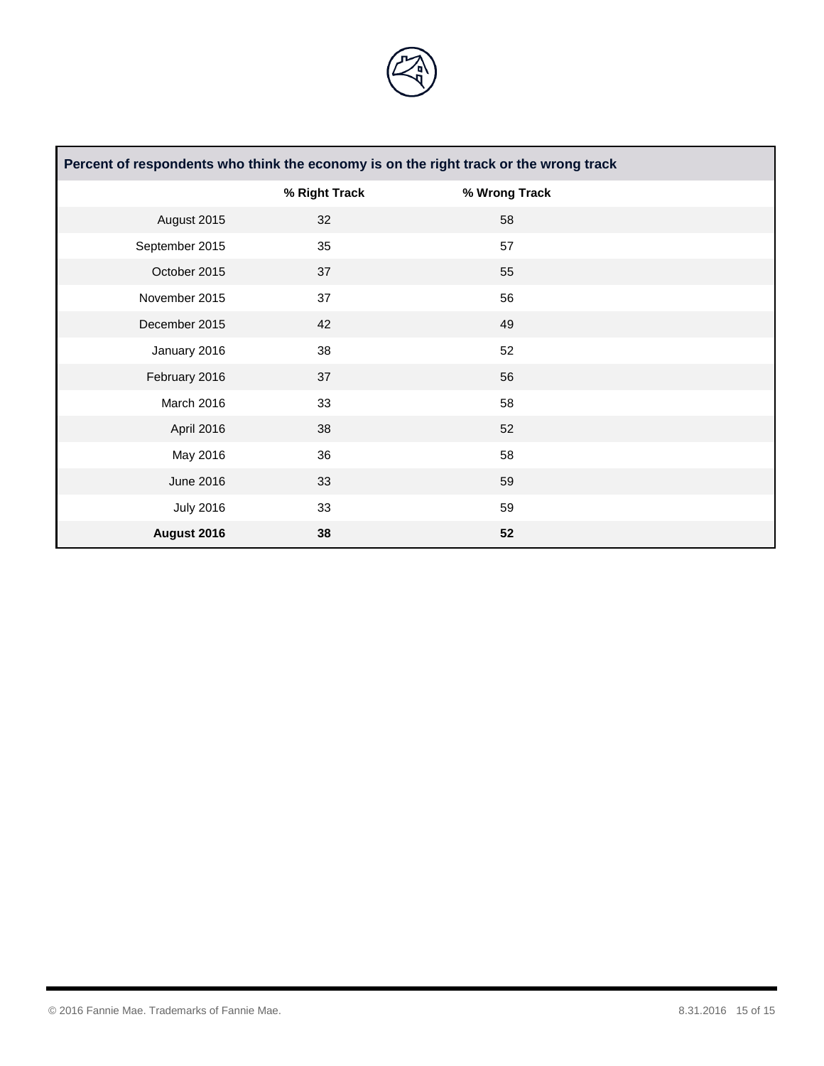| Percent of respondents who think the economy is on the right track or the wrong track | | |
|---|---|---|
| | % Right Track | % Wrong Track |
| August 2015 | 32 | 58 |
| September 2015 | 35 | 57 |
| October 2015 | 37 | 55 |
| November 2015 | 37 | 56 |
| December 2015 | 42 | 49 |
| January 2016 | 38 | 52 |
| February 2016 | 37 | 56 |
| March 2016 | 33 | 58 |
| April 2016 | 38 | 52 |
| May 2016 | 36 | 58 |
| June 2016 | 33 | 59 |
| July 2016 | 33 | 59 |
| **August 2016** | **38** | **52** |

© 2016 Fannie Mae. Trademarks of Fannie Mae.